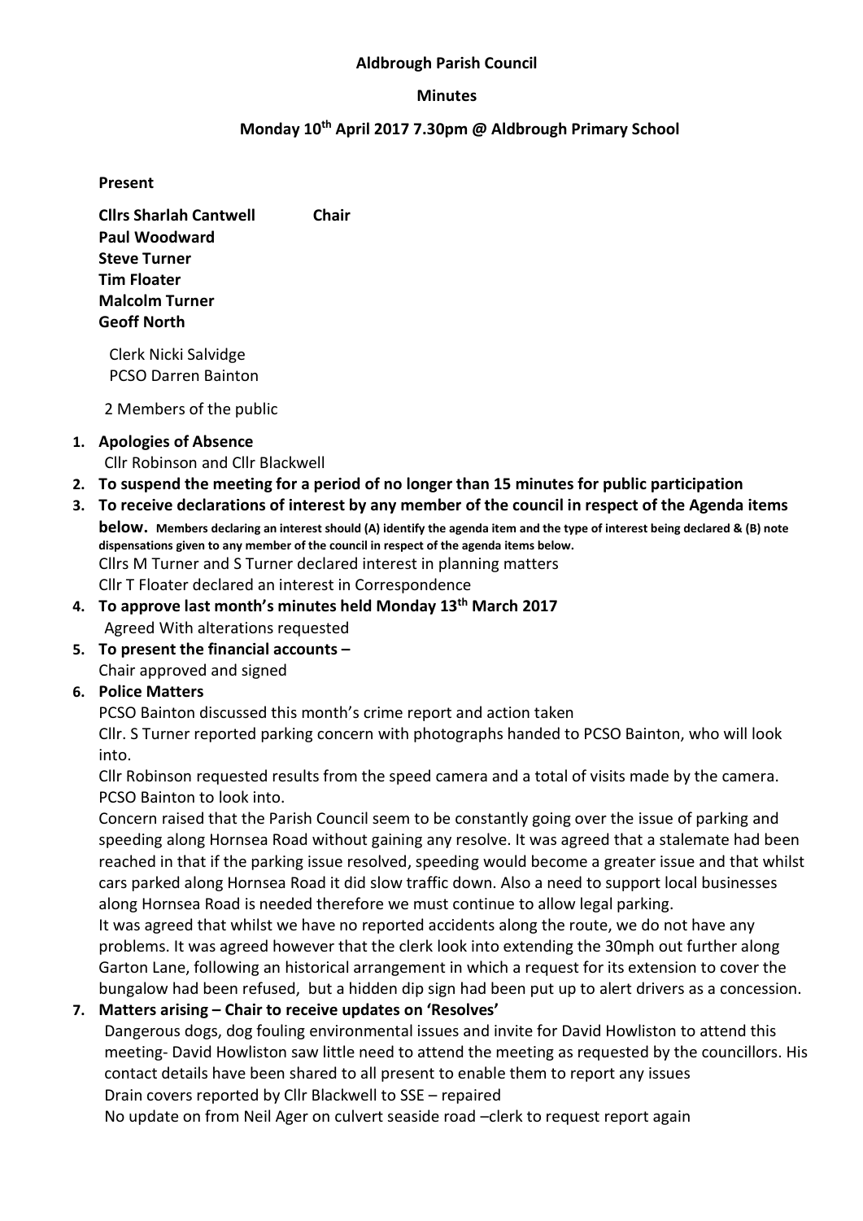**Aldbrough Parish Council**

**Minutes**

**Monday 10th April 2017 7.30pm @ Aldbrough Primary School**

**Present**

**Cllrs Sharlah Cantwell** **Chair**
**Paul Woodward**
**Steve Turner**
**Tim Floater**
**Malcolm Turner**
**Geoff North**

Clerk Nicki Salvidge
PCSO Darren Bainton

2 Members of the public

1. **Apologies of Absence**
   Cllr Robinson and Cllr Blackwell
2. **To suspend the meeting for a period of no longer than 15 minutes for public participation**
3. **To receive declarations of interest by any member of the council in respect of the Agenda items below. Members declaring an interest should (A) identify the agenda item and the type of interest being declared & (B) note dispensations given to any member of the council in respect of the agenda items below.**
   Cllrs M Turner and S Turner declared interest in planning matters
   Cllr T Floater declared an interest in Correspondence
4. **To approve last month's minutes held Monday 13th March 2017**
   Agreed With alterations requested
5. **To present the financial accounts –**
   Chair approved and signed
6. **Police Matters**
   PCSO Bainton discussed this month's crime report and action taken
   Cllr. S Turner reported parking concern with photographs handed to PCSO Bainton, who will look into.
   Cllr Robinson requested results from the speed camera and a total of visits made by the camera. PCSO Bainton to look into.
   Concern raised that the Parish Council seem to be constantly going over the issue of parking and speeding along Hornsea Road without gaining any resolve. It was agreed that a stalemate had been reached in that if the parking issue resolved, speeding would become a greater issue and that whilst cars parked along Hornsea Road it did slow traffic down. Also a need to support local businesses along Hornsea Road is needed therefore we must continue to allow legal parking.
   It was agreed that whilst we have no reported accidents along the route, we do not have any problems. It was agreed however that the clerk look into extending the 30mph out further along Garton Lane, following an historical arrangement in which a request for its extension to cover the bungalow had been refused, but a hidden dip sign had been put up to alert drivers as a concession.
7. **Matters arising – Chair to receive updates on 'Resolves'**
   Dangerous dogs, dog fouling environmental issues and invite for David Howliston to attend this meeting- David Howliston saw little need to attend the meeting as requested by the councillors. His contact details have been shared to all present to enable them to report any issues
   Drain covers reported by Cllr Blackwell to SSE – repaired
   No update on from Neil Ager on culvert seaside road –clerk to request report again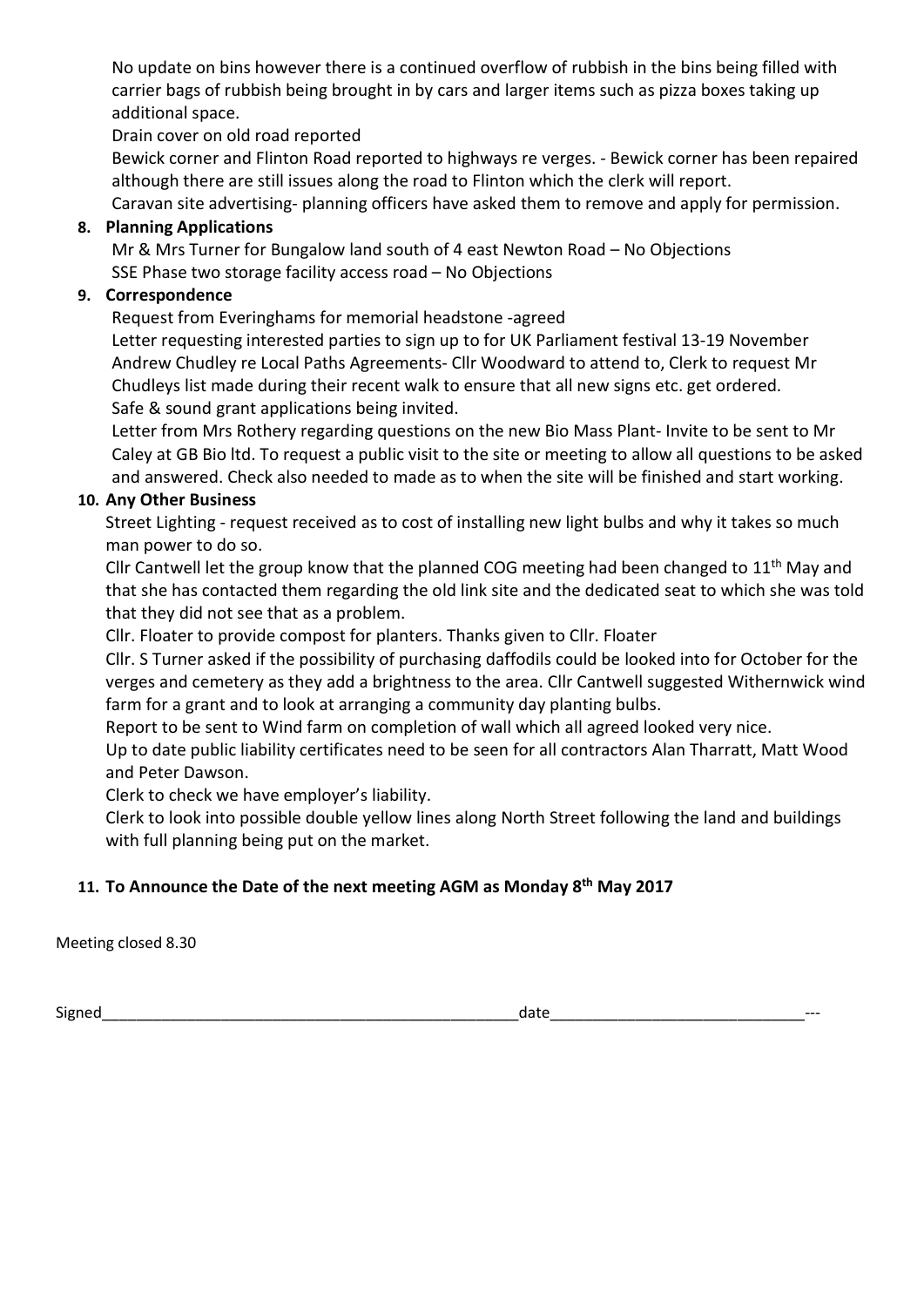No update on bins however there is a continued overflow of rubbish in the bins being filled with carrier bags of rubbish being brought in by cars and larger items such as pizza boxes taking up additional space.

Drain cover on old road reported

Bewick corner and Flinton Road reported to highways re verges. - Bewick corner has been repaired although there are still issues along the road to Flinton which the clerk will report.

Caravan site advertising- planning officers have asked them to remove and apply for permission.

**8. Planning Applications**

Mr & Mrs Turner for Bungalow land south of 4 east Newton Road – No Objections

SSE Phase two storage facility access road – No Objections

**9. Correspondence**

Request from Everinghams for memorial headstone -agreed

Letter requesting interested parties to sign up to for UK Parliament festival 13-19 November

Andrew Chudley re Local Paths Agreements- Cllr Woodward to attend to, Clerk to request Mr Chudleys list made during their recent walk to ensure that all new signs etc. get ordered.

Safe & sound grant applications being invited.

Letter from Mrs Rothery regarding questions on the new Bio Mass Plant- Invite to be sent to Mr Caley at GB Bio ltd. To request a public visit to the site or meeting to allow all questions to be asked and answered. Check also needed to made as to when the site will be finished and start working.

**10. Any Other Business**

Street Lighting - request received as to cost of installing new light bulbs and why it takes so much man power to do so.

Cllr Cantwell let the group know that the planned COG meeting had been changed to 11th May and that she has contacted them regarding the old link site and the dedicated seat to which she was told that they did not see that as a problem.

Cllr. Floater to provide compost for planters. Thanks given to Cllr. Floater

Cllr. S Turner asked if the possibility of purchasing daffodils could be looked into for October for the verges and cemetery as they add a brightness to the area. Cllr Cantwell suggested Withernwick wind farm for a grant and to look at arranging a community day planting bulbs.

Report to be sent to Wind farm on completion of wall which all agreed looked very nice.

Up to date public liability certificates need to be seen for all contractors Alan Tharratt, Matt Wood and Peter Dawson.

Clerk to check we have employer's liability.

Clerk to look into possible double yellow lines along North Street following the land and buildings with full planning being put on the market.

**11. To Announce the Date of the next meeting AGM as Monday 8th May 2017**

Meeting closed 8.30

Signed\_\_\_\_\_\_\_\_\_\_\_\_\_\_\_\_\_\_\_\_\_\_\_\_\_\_\_\_\_\_\_\_\_\_\_\_\_\_\_\_\_\_\_\_\_\_\_\_date\_\_\_\_\_\_\_\_\_\_\_\_\_\_\_\_\_\_\_\_\_\_\_\_\_\_\_\_\_\_---